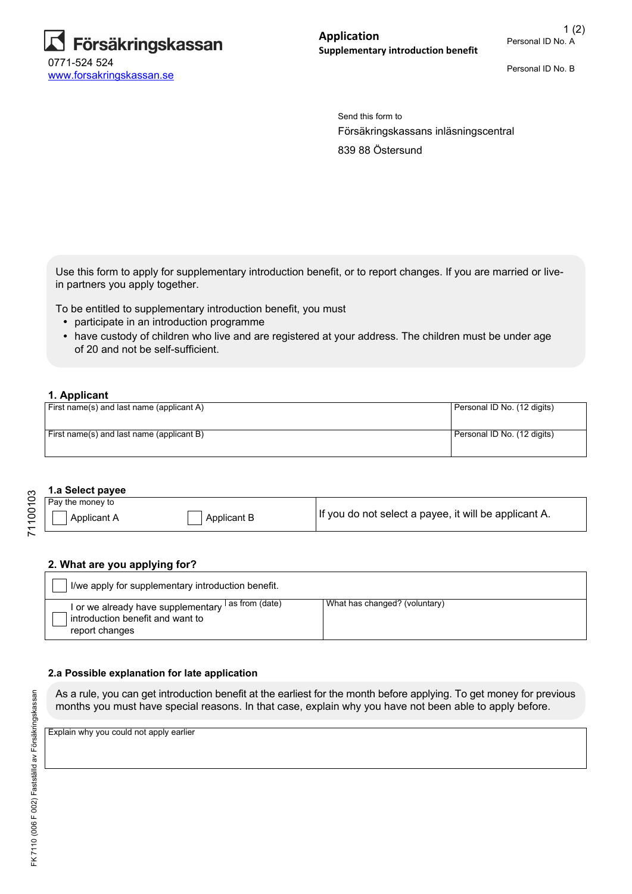Försäkringskassan

0771-524 524

www.forsakringskassan.se

# Application

**Supplementary introduction benefit**

Personal ID No. A

Personal ID No. B

Send this form to

Försäkringskassans inläsningscentral

839 88 Östersund

Use this form to apply for supplementary introduction benefit, or to report changes. If you are married or live-in partners you apply together.

To be entitled to supplementary introduction benefit, you must

- participate in an introduction programme
- have custody of children who live and are registered at your address. The children must be under age of 20 and not be self-sufficient.

## 1. Applicant

| First name(s) and last name (applicant A) | Personal ID No. (12 digits) |
|---|---|
| First name(s) and last name (applicant B) | Personal ID No. (12 digits) |

### 1.a Select payee

| Pay the money to | |
|---|---|
| ☐ Applicant A ☐ Applicant B | If you do not select a payee, it will be applicant A. |

## 2. What are you applying for?

| | | |
|---|---|---|
| ☐ I/we apply for supplementary introduction benefit. | | |
| ☐ I or we already have supplementary introduction benefit and want to report changes | as from (date) | What has changed? (voluntary) |

### 2.a Possible explanation for late application

As a rule, you can get introduction benefit at the earliest for the month before applying. To get money for previous months you must have special reasons. In that case, explain why you have not been able to apply before.

| Explain why you could not apply earlier |
|---|
| |

7100103

FK 7110 (006 F 002) Fastställd av Försäkringskassan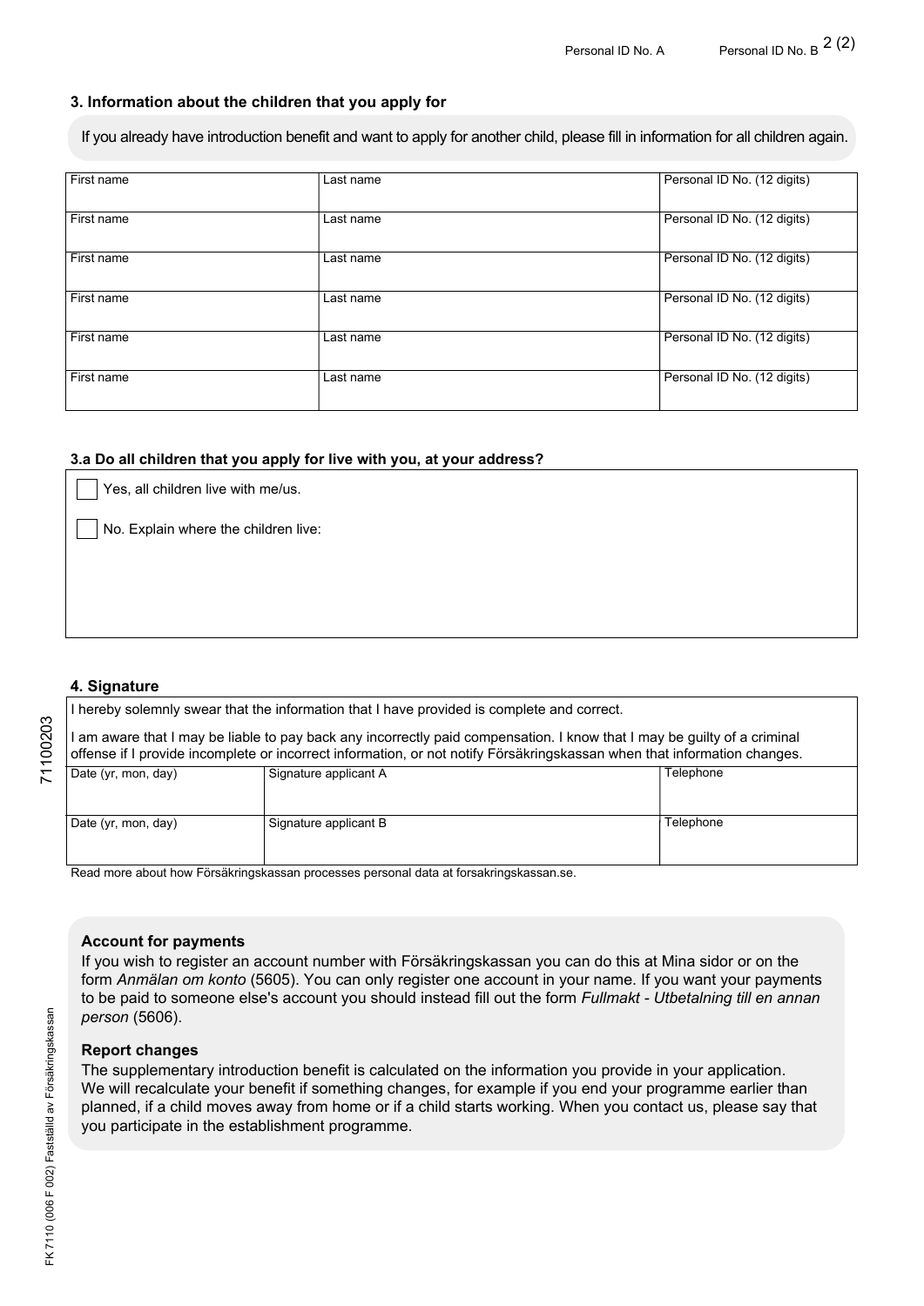### 3. Information about the children that you apply for

If you already have introduction benefit and want to apply for another child, please fill in information for all children again.

| First name | Last name | Personal ID No. (12 digits) |
|---|---|---|
| | | |
| | | |
| | | |
| | | |
| | | |
| | | |

### 3.a Do all children that you apply for live with you, at your address?

☐ Yes, all children live with me/us.

☐ No. Explain where the children live:

### 4. Signature

I hereby solemnly swear that the information that I have provided is complete and correct.

I am aware that I may be liable to pay back any incorrectly paid compensation. I know that I may be guilty of a criminal offense if I provide incomplete or incorrect information, or not notify Försäkringskassan when that information changes.

| Date (yr, mon, day) | Signature applicant A | Telephone |
|---|---|---|
| Date (yr, mon, day) | Signature applicant B | Telephone |

Read more about how Försäkringskassan processes personal data at forsakringskassan.se.

**Account for payments**

If you wish to register an account number with Försäkringskassan you can do this at Mina sidor or on the form *Anmälan om konto* (5605). You can only register one account in your name. If you want your payments to be paid to someone else's account you should instead fill out the form *Fullmakt - Utbetalning till en annan person* (5606).

**Report changes**

The supplementary introduction benefit is calculated on the information you provide in your application. We will recalculate your benefit if something changes, for example if you end your programme earlier than planned, if a child moves away from home or if a child starts working. When you contact us, please say that you participate in the establishment programme.